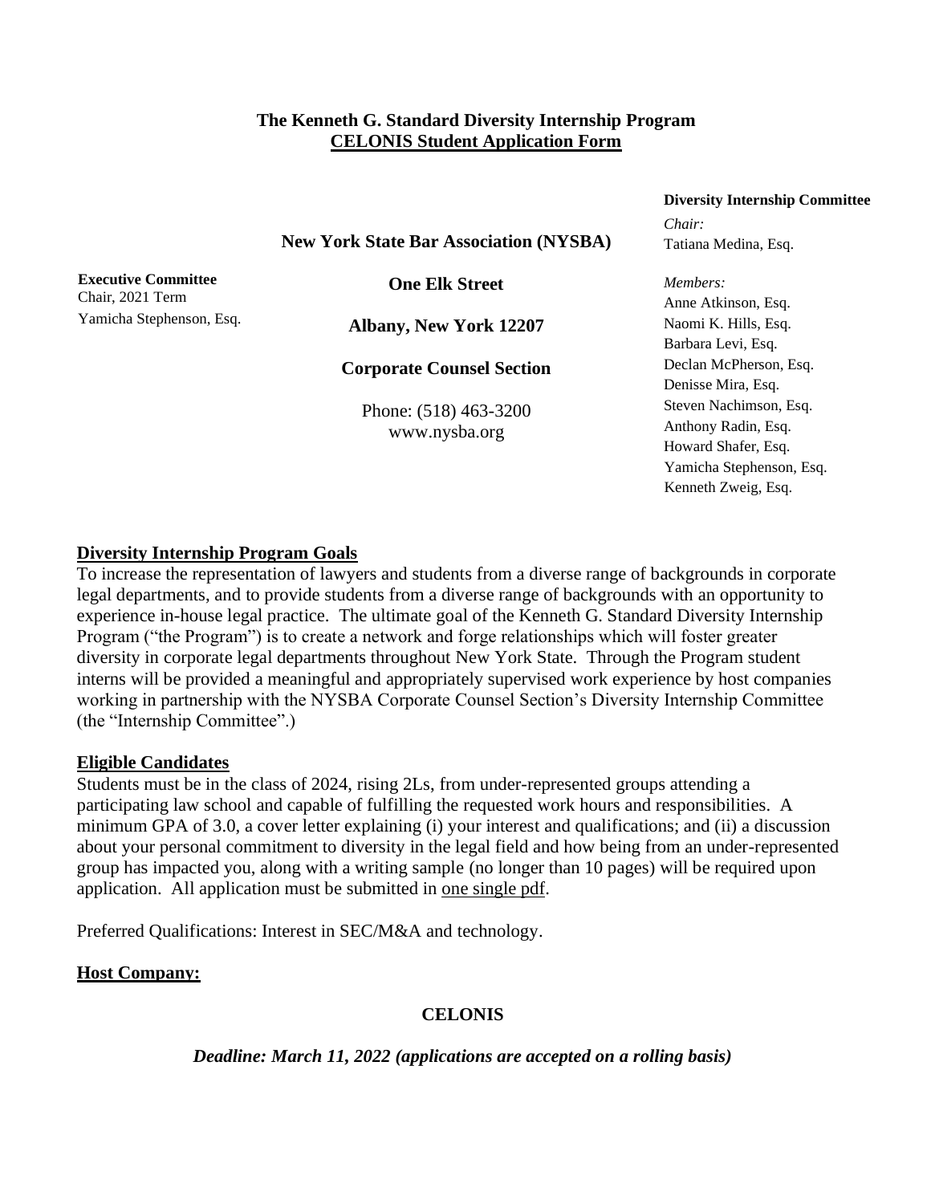# The Kenneth G. Standard Diversity Internship Program
## CELONIS Student Application Form

**New York State Bar Association (NYSBA)**

**One Elk Street**

**Albany, New York 12207**

**Corporate Counsel Section**

Phone: (518) 463-3200
www.nysba.org

**Executive Committee**
Chair, 2021 Term
Yamicha Stephenson, Esq.

**Diversity Internship Committee**

*Chair:*
Tatiana Medina, Esq.

*Members:*
Anne Atkinson, Esq.
Naomi K. Hills, Esq.
Barbara Levi, Esq.
Declan McPherson, Esq.
Denisse Mira, Esq.
Steven Nachimson, Esq.
Anthony Radin, Esq.
Howard Shafer, Esq.
Yamicha Stephenson, Esq.
Kenneth Zweig, Esq.

**Diversity Internship Program Goals**

To increase the representation of lawyers and students from a diverse range of backgrounds in corporate legal departments, and to provide students from a diverse range of backgrounds with an opportunity to experience in-house legal practice. The ultimate goal of the Kenneth G. Standard Diversity Internship Program ("the Program") is to create a network and forge relationships which will foster greater diversity in corporate legal departments throughout New York State. Through the Program student interns will be provided a meaningful and appropriately supervised work experience by host companies working in partnership with the NYSBA Corporate Counsel Section's Diversity Internship Committee (the "Internship Committee".)

**Eligible Candidates**

Students must be in the class of 2024, rising 2Ls, from under-represented groups attending a participating law school and capable of fulfilling the requested work hours and responsibilities. A minimum GPA of 3.0, a cover letter explaining (i) your interest and qualifications; and (ii) a discussion about your personal commitment to diversity in the legal field and how being from an under-represented group has impacted you, along with a writing sample (no longer than 10 pages) will be required upon application. All application must be submitted in one single pdf.

Preferred Qualifications: Interest in SEC/M&A and technology.

**Host Company:**

**CELONIS**

***Deadline: March 11, 2022 (applications are accepted on a rolling basis)***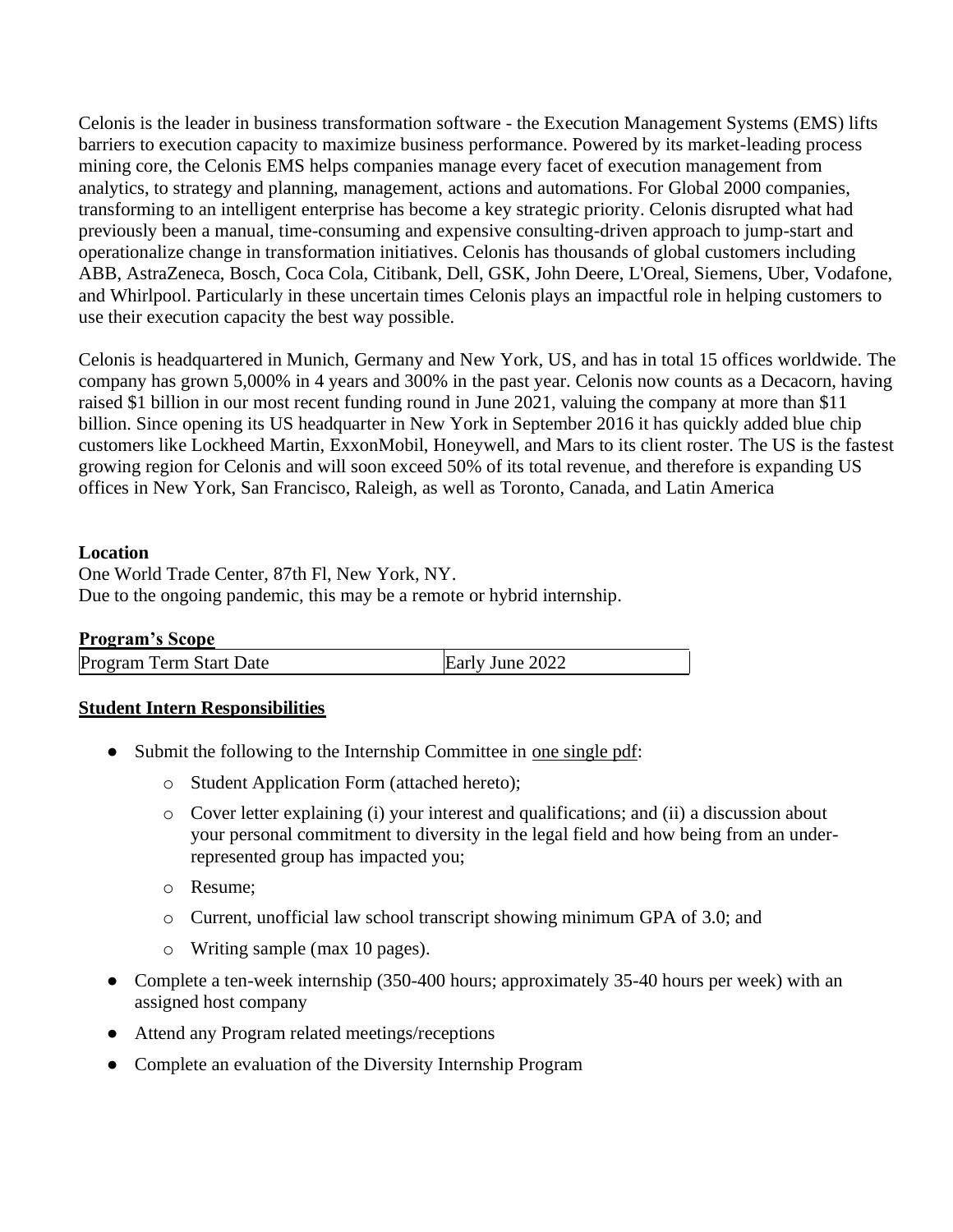Celonis is the leader in business transformation software - the Execution Management Systems (EMS) lifts barriers to execution capacity to maximize business performance. Powered by its market-leading process mining core, the Celonis EMS helps companies manage every facet of execution management from analytics, to strategy and planning, management, actions and automations. For Global 2000 companies, transforming to an intelligent enterprise has become a key strategic priority. Celonis disrupted what had previously been a manual, time-consuming and expensive consulting-driven approach to jump-start and operationalize change in transformation initiatives. Celonis has thousands of global customers including ABB, AstraZeneca, Bosch, Coca Cola, Citibank, Dell, GSK, John Deere, L'Oreal, Siemens, Uber, Vodafone, and Whirlpool. Particularly in these uncertain times Celonis plays an impactful role in helping customers to use their execution capacity the best way possible.

Celonis is headquartered in Munich, Germany and New York, US, and has in total 15 offices worldwide. The company has grown 5,000% in 4 years and 300% in the past year. Celonis now counts as a Decacorn, having raised $1 billion in our most recent funding round in June 2021, valuing the company at more than $11 billion. Since opening its US headquarter in New York in September 2016 it has quickly added blue chip customers like Lockheed Martin, ExxonMobil, Honeywell, and Mars to its client roster. The US is the fastest growing region for Celonis and will soon exceed 50% of its total revenue, and therefore is expanding US offices in New York, San Francisco, Raleigh, as well as Toronto, Canada, and Latin America

**Location**
One World Trade Center, 87th Fl, New York, NY.
Due to the ongoing pandemic, this may be a remote or hybrid internship.

**Program's Scope**

| Program Term Start Date | Early June 2022 |
|---|---|

**Student Intern Responsibilities**

- Submit the following to the Internship Committee in one single pdf:
  - Student Application Form (attached hereto);
  - Cover letter explaining (i) your interest and qualifications; and (ii) a discussion about your personal commitment to diversity in the legal field and how being from an under-represented group has impacted you;
  - Resume;
  - Current, unofficial law school transcript showing minimum GPA of 3.0; and
  - Writing sample (max 10 pages).
- Complete a ten-week internship (350-400 hours; approximately 35-40 hours per week) with an assigned host company
- Attend any Program related meetings/receptions
- Complete an evaluation of the Diversity Internship Program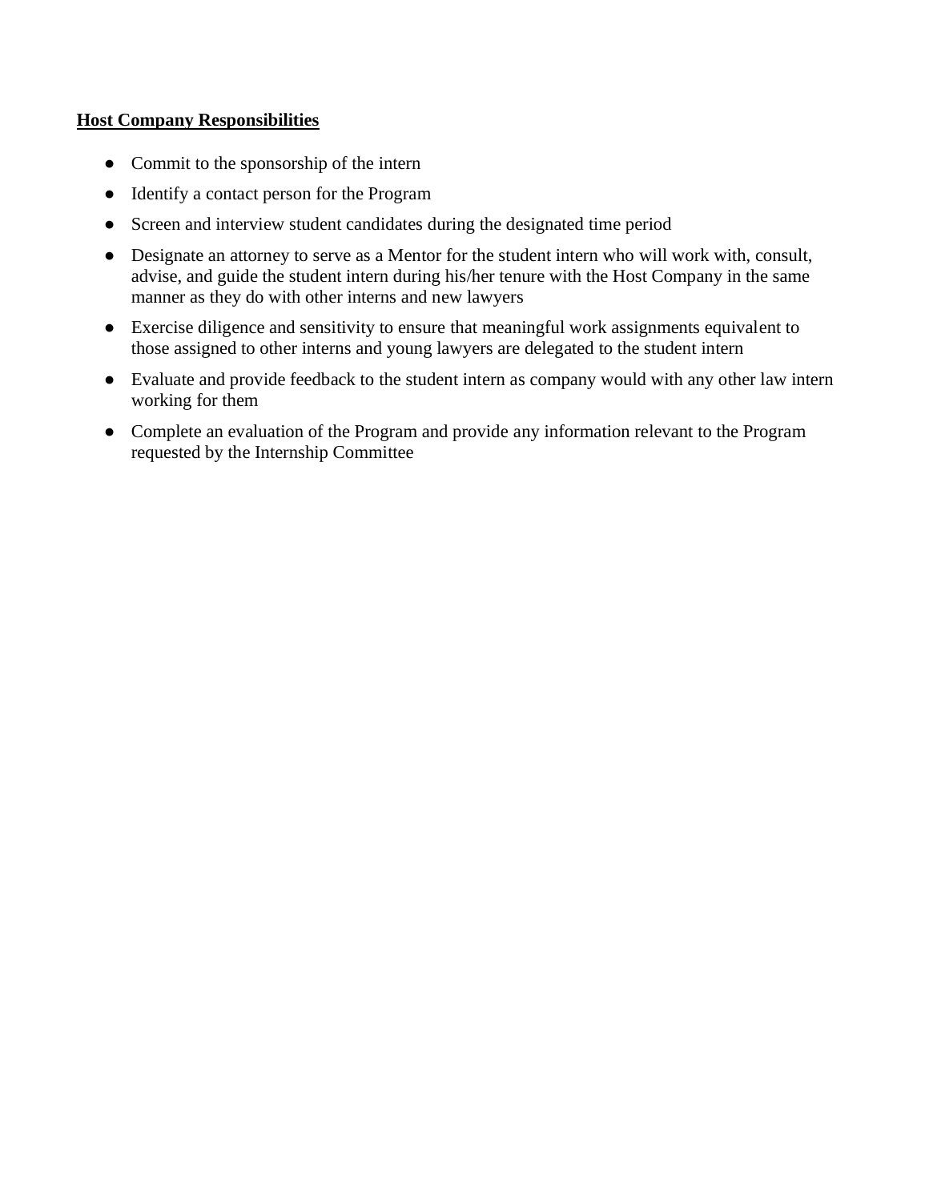**Host Company Responsibilities**

- Commit to the sponsorship of the intern
- Identify a contact person for the Program
- Screen and interview student candidates during the designated time period
- Designate an attorney to serve as a Mentor for the student intern who will work with, consult, advise, and guide the student intern during his/her tenure with the Host Company in the same manner as they do with other interns and new lawyers
- Exercise diligence and sensitivity to ensure that meaningful work assignments equivalent to those assigned to other interns and young lawyers are delegated to the student intern
- Evaluate and provide feedback to the student intern as company would with any other law intern working for them
- Complete an evaluation of the Program and provide any information relevant to the Program requested by the Internship Committee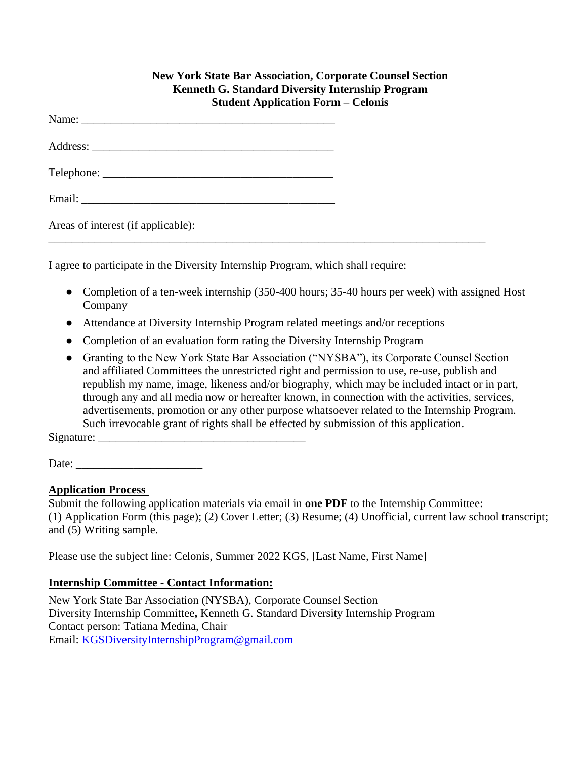**New York State Bar Association, Corporate Counsel Section**
**Kenneth G. Standard Diversity Internship Program**
**Student Application Form – Celonis**

Name: ____________________________________________

Address: __________________________________________

Telephone: ________________________________________

Email: ____________________________________________

Areas of interest (if applicable):
_____________________________________________________________________________

I agree to participate in the Diversity Internship Program, which shall require:

- Completion of a ten-week internship (350-400 hours; 35-40 hours per week) with assigned Host Company
- Attendance at Diversity Internship Program related meetings and/or receptions
- Completion of an evaluation form rating the Diversity Internship Program
- Granting to the New York State Bar Association ("NYSBA"), its Corporate Counsel Section and affiliated Committees the unrestricted right and permission to use, re-use, publish and republish my name, image, likeness and/or biography, which may be included intact or in part, through any and all media now or hereafter known, in connection with the activities, services, advertisements, promotion or any other purpose whatsoever related to the Internship Program. Such irrevocable grant of rights shall be effected by submission of this application.

Signature: ____________________________________

Date: ______________________

**Application Process**

Submit the following application materials via email in **one PDF** to the Internship Committee:
(1) Application Form (this page); (2) Cover Letter; (3) Resume; (4) Unofficial, current law school transcript; and (5) Writing sample.

Please use the subject line: Celonis, Summer 2022 KGS, [Last Name, First Name]

**Internship Committee - Contact Information:**

New York State Bar Association (NYSBA), Corporate Counsel Section
Diversity Internship Committee**,** Kenneth G. Standard Diversity Internship Program
Contact person: Tatiana Medina, Chair
Email: KGSDiversityInternshipProgram@gmail.com